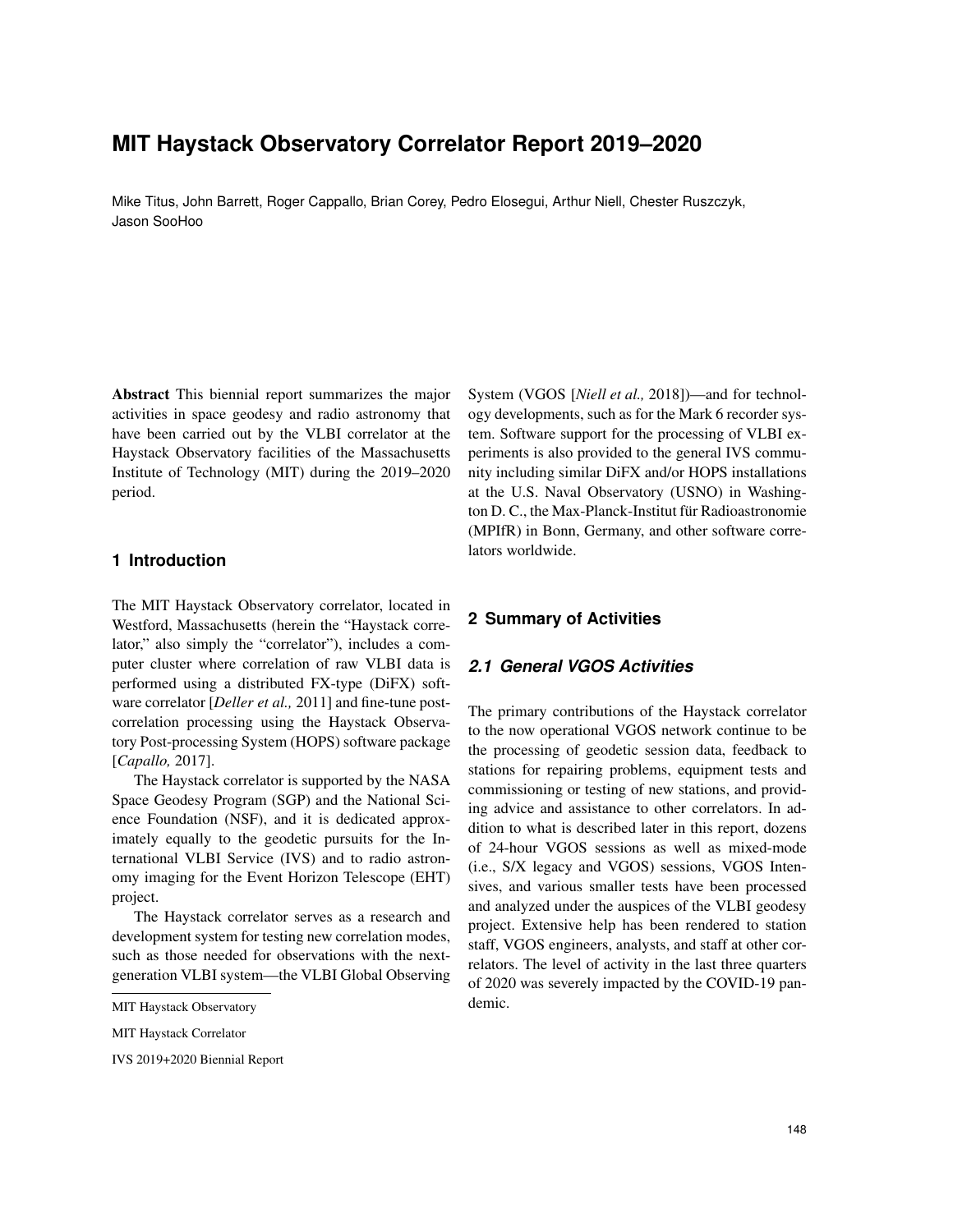# MIT Haystack Observatory Correlator Report 2019–2020

Mike Titus, John Barrett, Roger Cappallo, Brian Corey, Pedro Elosegui, Arthur Niell, Chester Ruszczyk, Jason SooHoo

**Abstract** This biennial report summarizes the major activities in space geodesy and radio astronomy that have been carried out by the VLBI correlator at the Haystack Observatory facilities of the Massachusetts Institute of Technology (MIT) during the 2019–2020 period.

## 1 Introduction

The MIT Haystack Observatory correlator, located in Westford, Massachusetts (herein the "Haystack correlator," also simply the "correlator"), includes a computer cluster where correlation of raw VLBI data is performed using a distributed FX-type (DiFX) software correlator [*Deller et al.,* 2011] and fine-tune post-correlation processing using the Haystack Observatory Post-processing System (HOPS) software package [*Capallo,* 2017].

The Haystack correlator is supported by the NASA Space Geodesy Program (SGP) and the National Science Foundation (NSF), and it is dedicated approximately equally to the geodetic pursuits for the International VLBI Service (IVS) and to radio astronomy imaging for the Event Horizon Telescope (EHT) project.

The Haystack correlator serves as a research and development system for testing new correlation modes, such as those needed for observations with the next-generation VLBI system—the VLBI Global Observing System (VGOS [*Niell et al.,* 2018])—and for technology developments, such as for the Mark 6 recorder system. Software support for the processing of VLBI experiments is also provided to the general IVS community including similar DiFX and/or HOPS installations at the U.S. Naval Observatory (USNO) in Washington D. C., the Max-Planck-Institut für Radioastronomie (MPIfR) in Bonn, Germany, and other software correlators worldwide.

MIT Haystack Observatory

MIT Haystack Correlator

IVS 2019+2020 Biennial Report

## 2 Summary of Activities

### *2.1 General VGOS Activities*

The primary contributions of the Haystack correlator to the now operational VGOS network continue to be the processing of geodetic session data, feedback to stations for repairing problems, equipment tests and commissioning or testing of new stations, and providing advice and assistance to other correlators. In addition to what is described later in this report, dozens of 24-hour VGOS sessions as well as mixed-mode (i.e., S/X legacy and VGOS) sessions, VGOS Intensives, and various smaller tests have been processed and analyzed under the auspices of the VLBI geodesy project. Extensive help has been rendered to station staff, VGOS engineers, analysts, and staff at other correlators. The level of activity in the last three quarters of 2020 was severely impacted by the COVID-19 pandemic.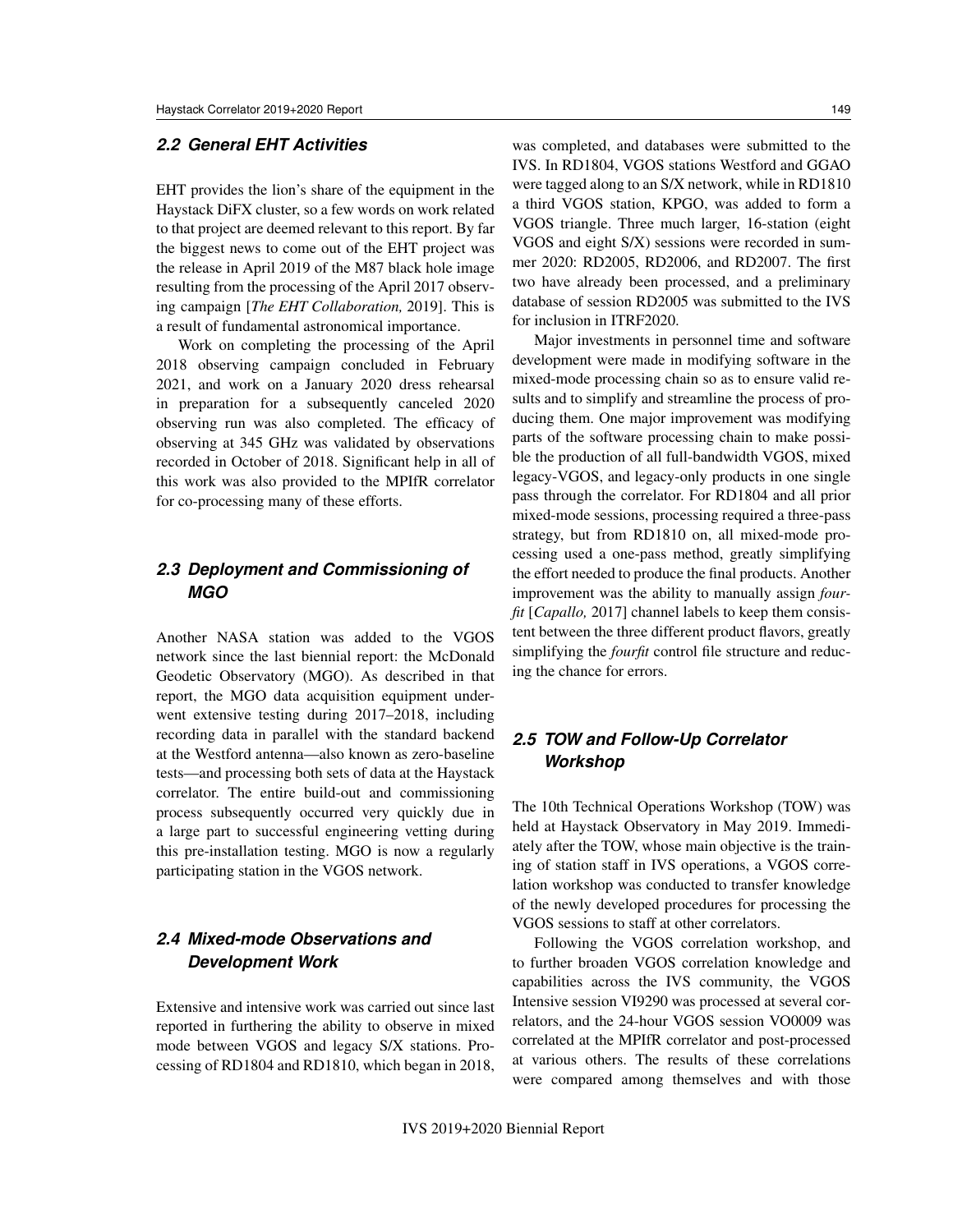### 2.2 General EHT Activities

EHT provides the lion's share of the equipment in the Haystack DiFX cluster, so a few words on work related to that project are deemed relevant to this report. By far the biggest news to come out of the EHT project was the release in April 2019 of the M87 black hole image resulting from the processing of the April 2017 observing campaign [*The EHT Collaboration,* 2019]. This is a result of fundamental astronomical importance.

Work on completing the processing of the April 2018 observing campaign concluded in February 2021, and work on a January 2020 dress rehearsal in preparation for a subsequently canceled 2020 observing run was also completed. The efficacy of observing at 345 GHz was validated by observations recorded in October of 2018. Significant help in all of this work was also provided to the MPIfR correlator for co-processing many of these efforts.

### 2.3 Deployment and Commissioning of MGO

Another NASA station was added to the VGOS network since the last biennial report: the McDonald Geodetic Observatory (MGO). As described in that report, the MGO data acquisition equipment underwent extensive testing during 2017–2018, including recording data in parallel with the standard backend at the Westford antenna—also known as zero-baseline tests—and processing both sets of data at the Haystack correlator. The entire build-out and commissioning process subsequently occurred very quickly due in a large part to successful engineering vetting during this pre-installation testing. MGO is now a regularly participating station in the VGOS network.

### 2.4 Mixed-mode Observations and Development Work

Extensive and intensive work was carried out since last reported in furthering the ability to observe in mixed mode between VGOS and legacy S/X stations. Processing of RD1804 and RD1810, which began in 2018, was completed, and databases were submitted to the IVS. In RD1804, VGOS stations Westford and GGAO were tagged along to an S/X network, while in RD1810 a third VGOS station, KPGO, was added to form a VGOS triangle. Three much larger, 16-station (eight VGOS and eight S/X) sessions were recorded in summer 2020: RD2005, RD2006, and RD2007. The first two have already been processed, and a preliminary database of session RD2005 was submitted to the IVS for inclusion in ITRF2020.

Major investments in personnel time and software development were made in modifying software in the mixed-mode processing chain so as to ensure valid results and to simplify and streamline the process of producing them. One major improvement was modifying parts of the software processing chain to make possible the production of all full-bandwidth VGOS, mixed legacy-VGOS, and legacy-only products in one single pass through the correlator. For RD1804 and all prior mixed-mode sessions, processing required a three-pass strategy, but from RD1810 on, all mixed-mode processing used a one-pass method, greatly simplifying the effort needed to produce the final products. Another improvement was the ability to manually assign *fourfit* [*Capallo,* 2017] channel labels to keep them consistent between the three different product flavors, greatly simplifying the *fourfit* control file structure and reducing the chance for errors.

### 2.5 TOW and Follow-Up Correlator Workshop

The 10th Technical Operations Workshop (TOW) was held at Haystack Observatory in May 2019. Immediately after the TOW, whose main objective is the training of station staff in IVS operations, a VGOS correlation workshop was conducted to transfer knowledge of the newly developed procedures for processing the VGOS sessions to staff at other correlators.

Following the VGOS correlation workshop, and to further broaden VGOS correlation knowledge and capabilities across the IVS community, the VGOS Intensive session VI9290 was processed at several correlators, and the 24-hour VGOS session VO0009 was correlated at the MPIfR correlator and post-processed at various others. The results of these correlations were compared among themselves and with those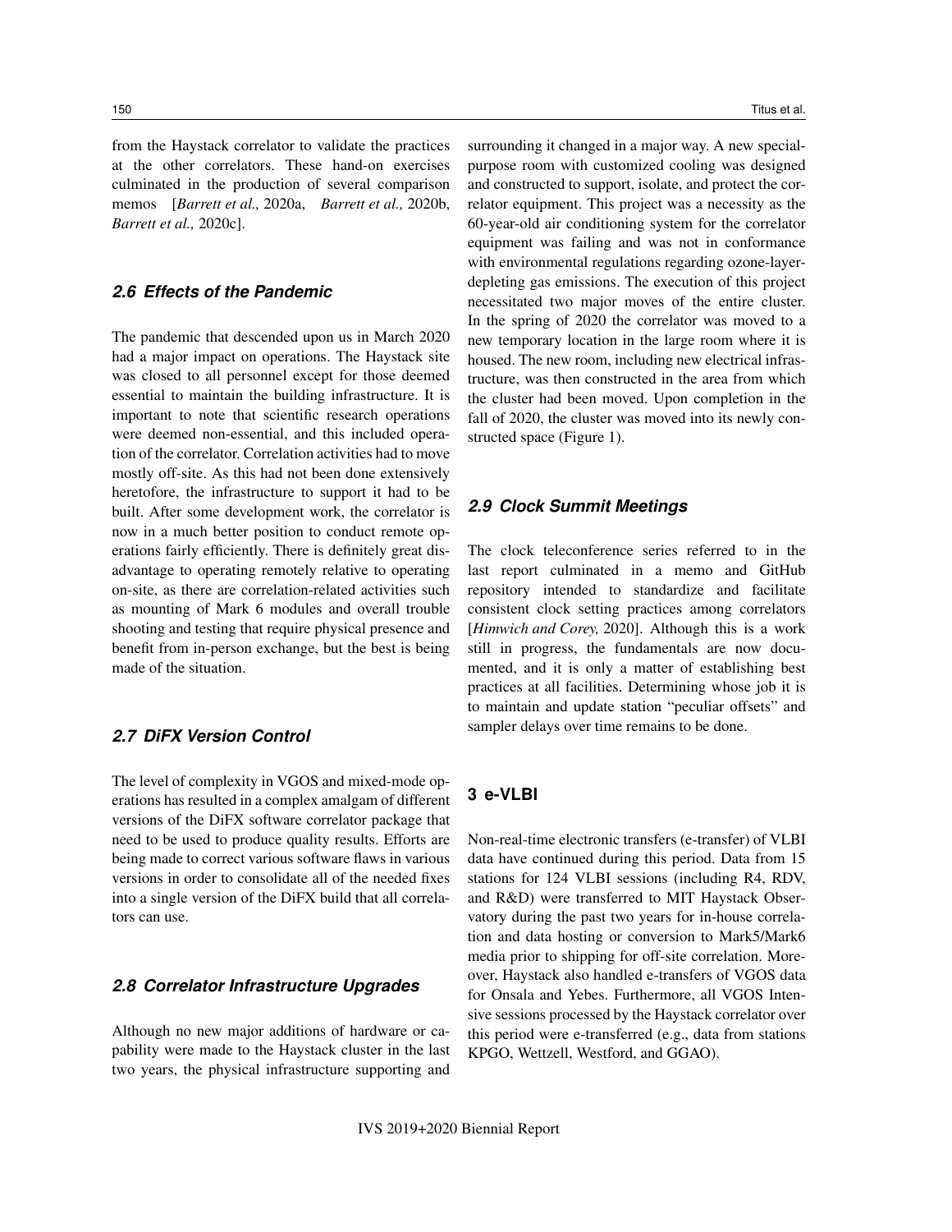from the Haystack correlator to validate the practices at the other correlators. These hand-on exercises culminated in the production of several comparison memos [*Barrett et al.,* 2020a, *Barrett et al.,* 2020b, *Barrett et al.,* 2020c].

### 2.6 Effects of the Pandemic

The pandemic that descended upon us in March 2020 had a major impact on operations. The Haystack site was closed to all personnel except for those deemed essential to maintain the building infrastructure. It is important to note that scientific research operations were deemed non-essential, and this included operation of the correlator. Correlation activities had to move mostly off-site. As this had not been done extensively heretofore, the infrastructure to support it had to be built. After some development work, the correlator is now in a much better position to conduct remote operations fairly efficiently. There is definitely great disadvantage to operating remotely relative to operating on-site, as there are correlation-related activities such as mounting of Mark 6 modules and overall trouble shooting and testing that require physical presence and benefit from in-person exchange, but the best is being made of the situation.

### 2.7 DiFX Version Control

The level of complexity in VGOS and mixed-mode operations has resulted in a complex amalgam of different versions of the DiFX software correlator package that need to be used to produce quality results. Efforts are being made to correct various software flaws in various versions in order to consolidate all of the needed fixes into a single version of the DiFX build that all correlators can use.

### 2.8 Correlator Infrastructure Upgrades

Although no new major additions of hardware or capability were made to the Haystack cluster in the last two years, the physical infrastructure supporting and surrounding it changed in a major way. A new special-purpose room with customized cooling was designed and constructed to support, isolate, and protect the correlator equipment. This project was a necessity as the 60-year-old air conditioning system for the correlator equipment was failing and was not in conformance with environmental regulations regarding ozone-layer-depleting gas emissions. The execution of this project necessitated two major moves of the entire cluster. In the spring of 2020 the correlator was moved to a new temporary location in the large room where it is housed. The new room, including new electrical infrastructure, was then constructed in the area from which the cluster had been moved. Upon completion in the fall of 2020, the cluster was moved into its newly constructed space (Figure 1).

### 2.9 Clock Summit Meetings

The clock teleconference series referred to in the last report culminated in a memo and GitHub repository intended to standardize and facilitate consistent clock setting practices among correlators [*Himwich and Corey,* 2020]. Although this is a work still in progress, the fundamentals are now documented, and it is only a matter of establishing best practices at all facilities. Determining whose job it is to maintain and update station "peculiar offsets" and sampler delays over time remains to be done.

## 3 e-VLBI

Non-real-time electronic transfers (e-transfer) of VLBI data have continued during this period. Data from 15 stations for 124 VLBI sessions (including R4, RDV, and R&D) were transferred to MIT Haystack Observatory during the past two years for in-house correlation and data hosting or conversion to Mark5/Mark6 media prior to shipping for off-site correlation. Moreover, Haystack also handled e-transfers of VGOS data for Onsala and Yebes. Furthermore, all VGOS Intensive sessions processed by the Haystack correlator over this period were e-transferred (e.g., data from stations KPGO, Wettzell, Westford, and GGAO).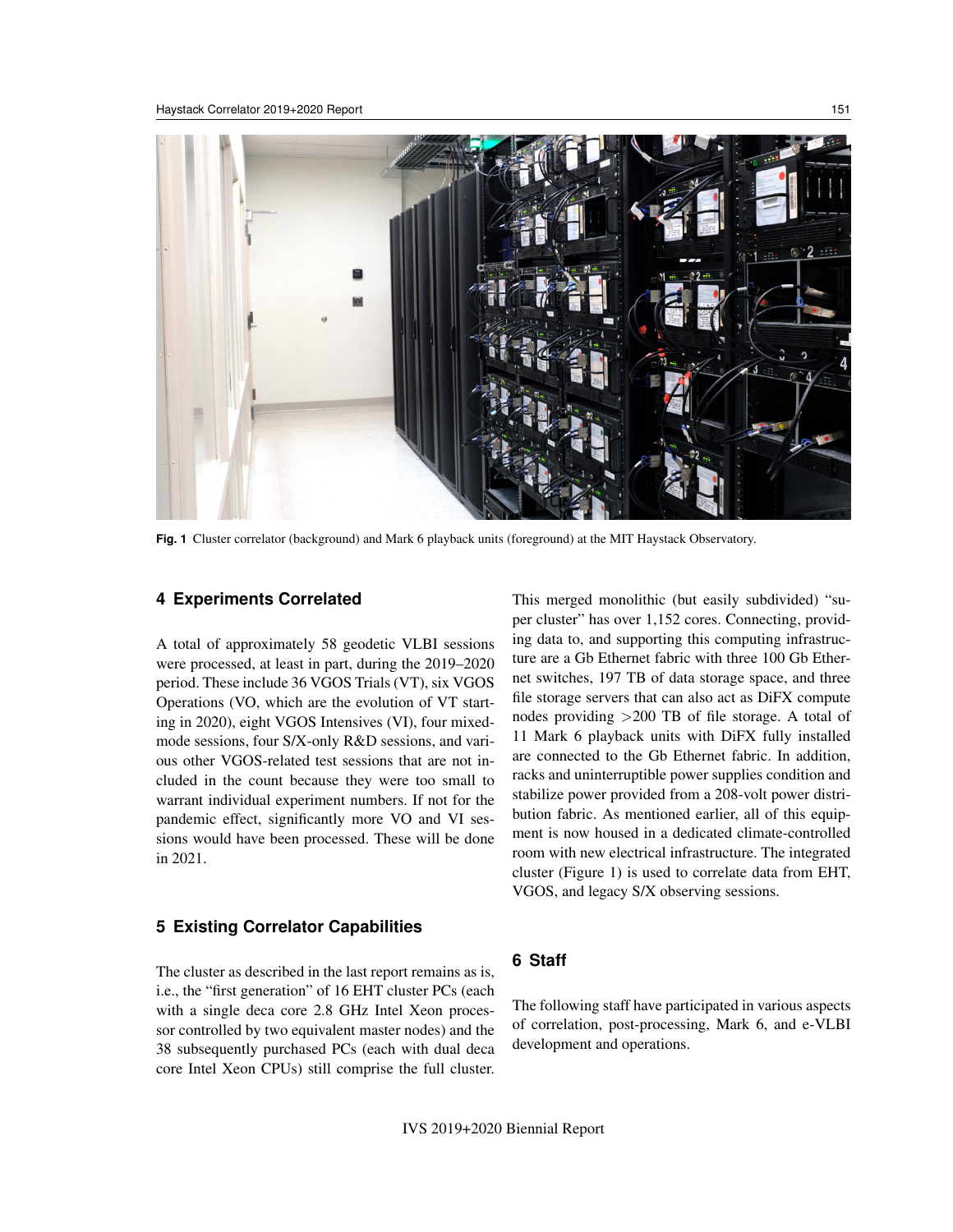Fig. 1 Cluster correlator (background) and Mark 6 playback units (foreground) at the MIT Haystack Observatory.

## 4 Experiments Correlated

A total of approximately 58 geodetic VLBI sessions were processed, at least in part, during the 2019–2020 period. These include 36 VGOS Trials (VT), six VGOS Operations (VO, which are the evolution of VT starting in 2020), eight VGOS Intensives (VI), four mixed-mode sessions, four S/X-only R&D sessions, and various other VGOS-related test sessions that are not included in the count because they were too small to warrant individual experiment numbers. If not for the pandemic effect, significantly more VO and VI sessions would have been processed. These will be done in 2021.

## 5 Existing Correlator Capabilities

The cluster as described in the last report remains as is, i.e., the "first generation" of 16 EHT cluster PCs (each with a single deca core 2.8 GHz Intel Xeon processor controlled by two equivalent master nodes) and the 38 subsequently purchased PCs (each with dual deca core Intel Xeon CPUs) still comprise the full cluster. This merged monolithic (but easily subdivided) "super cluster" has over 1,152 cores. Connecting, providing data to, and supporting this computing infrastructure are a Gb Ethernet fabric with three 100 Gb Ethernet switches, 197 TB of data storage space, and three file storage servers that can also act as DiFX compute nodes providing >200 TB of file storage. A total of 11 Mark 6 playback units with DiFX fully installed are connected to the Gb Ethernet fabric. In addition, racks and uninterruptible power supplies condition and stabilize power provided from a 208-volt power distribution fabric. As mentioned earlier, all of this equipment is now housed in a dedicated climate-controlled room with new electrical infrastructure. The integrated cluster (Figure 1) is used to correlate data from EHT, VGOS, and legacy S/X observing sessions.

## 6 Staff

The following staff have participated in various aspects of correlation, post-processing, Mark 6, and e-VLBI development and operations.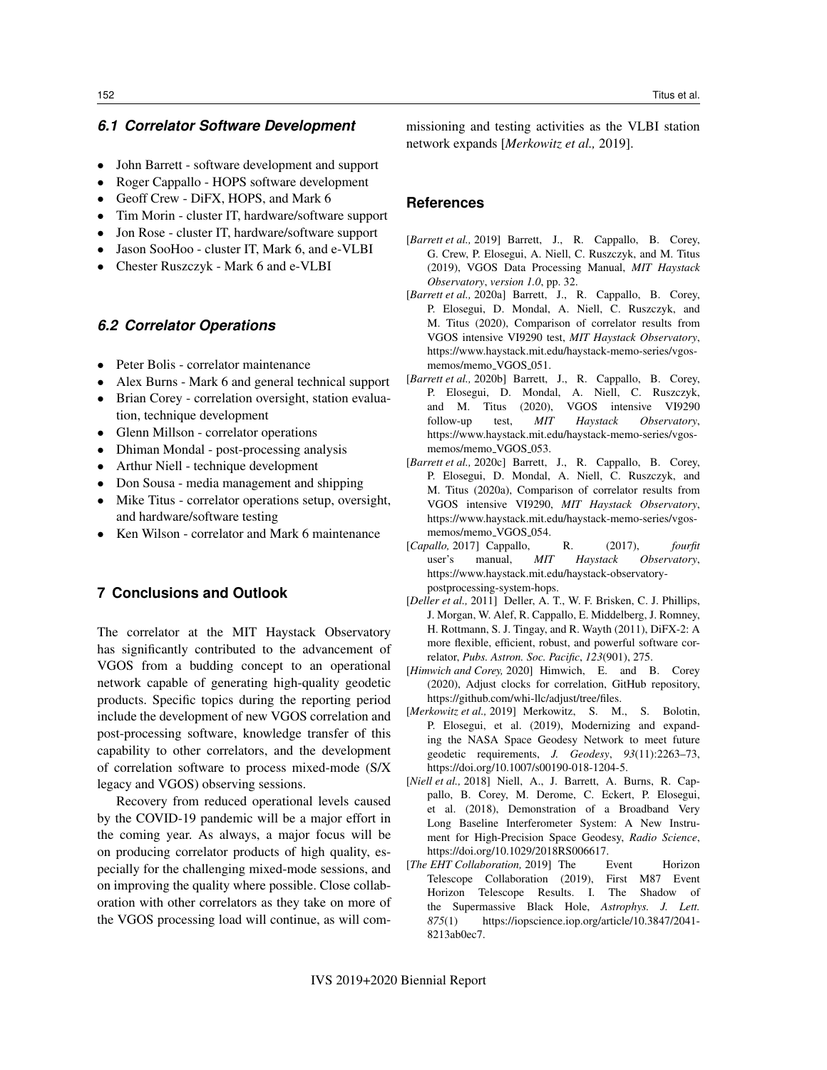### 6.1 Correlator Software Development

- John Barrett - software development and support
- Roger Cappallo - HOPS software development
- Geoff Crew - DiFX, HOPS, and Mark 6
- Tim Morin - cluster IT, hardware/software support
- Jon Rose - cluster IT, hardware/software support
- Jason SooHoo - cluster IT, Mark 6, and e-VLBI
- Chester Ruszczyk - Mark 6 and e-VLBI

### 6.2 Correlator Operations

- Peter Bolis - correlator maintenance
- Alex Burns - Mark 6 and general technical support
- Brian Corey - correlation oversight, station evaluation, technique development
- Glenn Millson - correlator operations
- Dhiman Mondal - post-processing analysis
- Arthur Niell - technique development
- Don Sousa - media management and shipping
- Mike Titus - correlator operations setup, oversight, and hardware/software testing
- Ken Wilson - correlator and Mark 6 maintenance

## 7 Conclusions and Outlook

The correlator at the MIT Haystack Observatory has significantly contributed to the advancement of VGOS from a budding concept to an operational network capable of generating high-quality geodetic products. Specific topics during the reporting period include the development of new VGOS correlation and post-processing software, knowledge transfer of this capability to other correlators, and the development of correlation software to process mixed-mode (S/X legacy and VGOS) observing sessions.

Recovery from reduced operational levels caused by the COVID-19 pandemic will be a major effort in the coming year. As always, a major focus will be on producing correlator products of high quality, especially for the challenging mixed-mode sessions, and on improving the quality where possible. Close collaboration with other correlators as they take on more of the VGOS processing load will continue, as will commissioning and testing activities as the VLBI station network expands [*Merkowitz et al.,* 2019].

## References

[*Barrett et al.,* 2019] Barrett, J., R. Cappallo, B. Corey, G. Crew, P. Elosegui, A. Niell, C. Ruszczyk, and M. Titus (2019), VGOS Data Processing Manual, *MIT Haystack Observatory*, *version 1.0*, pp. 32.

[*Barrett et al.,* 2020a] Barrett, J., R. Cappallo, B. Corey, P. Elosegui, D. Mondal, A. Niell, C. Ruszczyk, and M. Titus (2020), Comparison of correlator results from VGOS intensive VI9290 test, *MIT Haystack Observatory*, https://www.haystack.mit.edu/haystack-memo-series/vgos-memos/memo_VGOS_051.

[*Barrett et al.,* 2020b] Barrett, J., R. Cappallo, B. Corey, P. Elosegui, D. Mondal, A. Niell, C. Ruszczyk, and M. Titus (2020), VGOS intensive VI9290 follow-up test, *MIT Haystack Observatory*, https://www.haystack.mit.edu/haystack-memo-series/vgos-memos/memo_VGOS_053.

[*Barrett et al.,* 2020c] Barrett, J., R. Cappallo, B. Corey, P. Elosegui, D. Mondal, A. Niell, C. Ruszczyk, and M. Titus (2020a), Comparison of correlator results from VGOS intensive VI9290, *MIT Haystack Observatory*, https://www.haystack.mit.edu/haystack-memo-series/vgos-memos/memo_VGOS_054.

[*Capallo,* 2017] Cappallo, R. (2017), *fourfit* user's manual, *MIT Haystack Observatory*, https://www.haystack.mit.edu/haystack-observatory-postprocessing-system-hops.

[*Deller et al.,* 2011] Deller, A. T., W. F. Brisken, C. J. Phillips, J. Morgan, W. Alef, R. Cappallo, E. Middelberg, J. Romney, H. Rottmann, S. J. Tingay, and R. Wayth (2011), DiFX-2: A more flexible, efficient, robust, and powerful software correlator, *Pubs. Astron. Soc. Pacific*, *123*(901), 275.

[*Himwich and Corey,* 2020] Himwich, E. and B. Corey (2020), Adjust clocks for correlation, GitHub repository, https://github.com/whi-llc/adjust/tree/files.

[*Merkowitz et al.,* 2019] Merkowitz, S. M., S. Bolotin, P. Elosegui, et al. (2019), Modernizing and expanding the NASA Space Geodesy Network to meet future geodetic requirements, *J. Geodesy*, *93*(11):2263–73, https://doi.org/10.1007/s00190-018-1204-5.

[*Niell et al.,* 2018] Niell, A., J. Barrett, A. Burns, R. Cappallo, B. Corey, M. Derome, C. Eckert, P. Elosegui, et al. (2018), Demonstration of a Broadband Very Long Baseline Interferometer System: A New Instrument for High-Precision Space Geodesy, *Radio Science*, https://doi.org/10.1029/2018RS006617.

[*The EHT Collaboration,* 2019] The Event Horizon Telescope Collaboration (2019), First M87 Event Horizon Telescope Results. I. The Shadow of the Supermassive Black Hole, *Astrophys. J. Lett. 875*(1) https://iopscience.iop.org/article/10.3847/2041-8213ab0ec7.